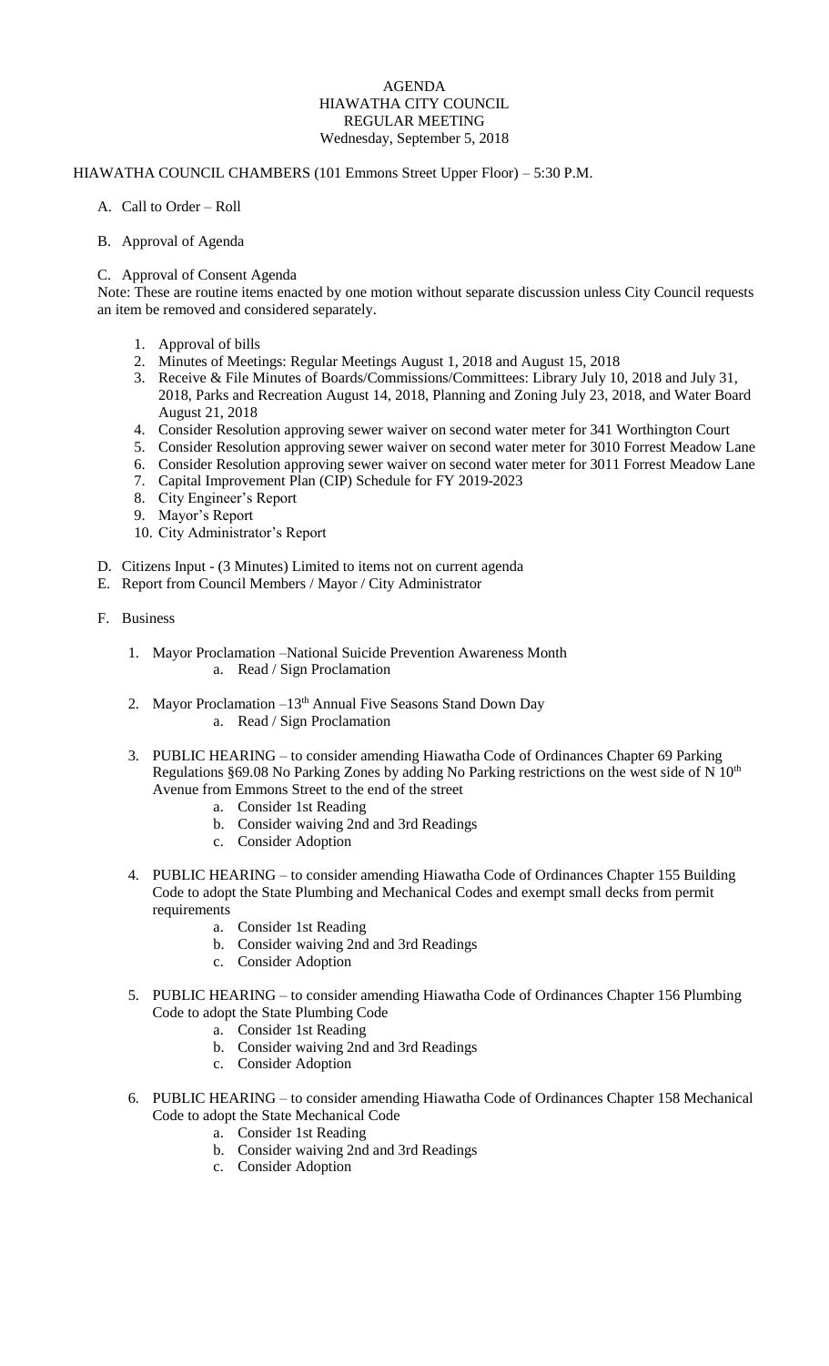# AGENDA
## HIAWATHA CITY COUNCIL
## REGULAR MEETING
### Wednesday, September 5, 2018

HIAWATHA COUNCIL CHAMBERS (101 Emmons Street Upper Floor) – 5:30 P.M.

A. Call to Order – Roll

B. Approval of Agenda

C. Approval of Consent Agenda

Note: These are routine items enacted by one motion without separate discussion unless City Council requests an item be removed and considered separately.

1. Approval of bills
2. Minutes of Meetings: Regular Meetings August 1, 2018 and August 15, 2018
3. Receive & File Minutes of Boards/Commissions/Committees: Library July 10, 2018 and July 31, 2018, Parks and Recreation August 14, 2018, Planning and Zoning July 23, 2018, and Water Board August 21, 2018
4. Consider Resolution approving sewer waiver on second water meter for 341 Worthington Court
5. Consider Resolution approving sewer waiver on second water meter for 3010 Forrest Meadow Lane
6. Consider Resolution approving sewer waiver on second water meter for 3011 Forrest Meadow Lane
7. Capital Improvement Plan (CIP) Schedule for FY 2019-2023
8. City Engineer's Report
9. Mayor's Report
10. City Administrator's Report

D. Citizens Input - (3 Minutes) Limited to items not on current agenda

E. Report from Council Members / Mayor / City Administrator

F. Business

1. Mayor Proclamation –National Suicide Prevention Awareness Month
   a. Read / Sign Proclamation

2. Mayor Proclamation –13th Annual Five Seasons Stand Down Day
   a. Read / Sign Proclamation

3. PUBLIC HEARING – to consider amending Hiawatha Code of Ordinances Chapter 69 Parking Regulations §69.08 No Parking Zones by adding No Parking restrictions on the west side of N 10th Avenue from Emmons Street to the end of the street
   a. Consider 1st Reading
   b. Consider waiving 2nd and 3rd Readings
   c. Consider Adoption

4. PUBLIC HEARING – to consider amending Hiawatha Code of Ordinances Chapter 155 Building Code to adopt the State Plumbing and Mechanical Codes and exempt small decks from permit requirements
   a. Consider 1st Reading
   b. Consider waiving 2nd and 3rd Readings
   c. Consider Adoption

5. PUBLIC HEARING – to consider amending Hiawatha Code of Ordinances Chapter 156 Plumbing Code to adopt the State Plumbing Code
   a. Consider 1st Reading
   b. Consider waiving 2nd and 3rd Readings
   c. Consider Adoption

6. PUBLIC HEARING – to consider amending Hiawatha Code of Ordinances Chapter 158 Mechanical Code to adopt the State Mechanical Code
   a. Consider 1st Reading
   b. Consider waiving 2nd and 3rd Readings
   c. Consider Adoption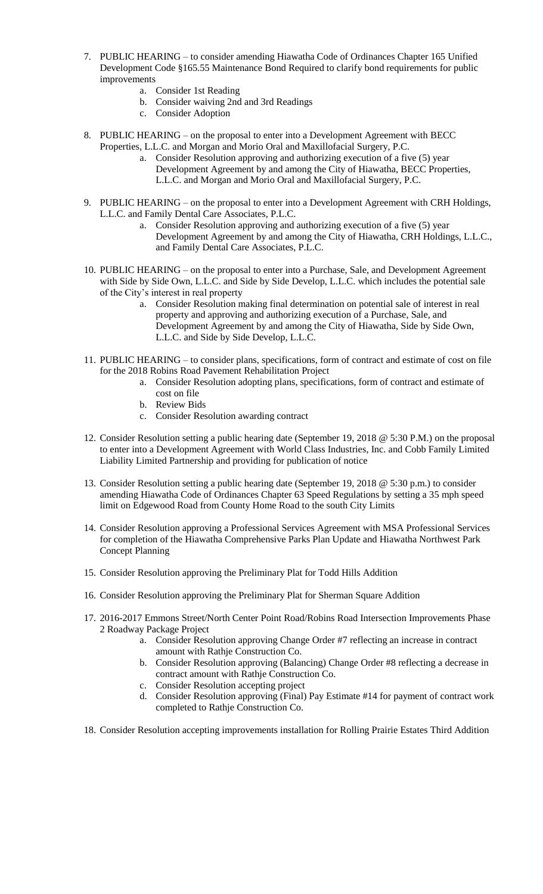7. PUBLIC HEARING – to consider amending Hiawatha Code of Ordinances Chapter 165 Unified Development Code §165.55 Maintenance Bond Required to clarify bond requirements for public improvements
    a. Consider 1st Reading
    b. Consider waiving 2nd and 3rd Readings
    c. Consider Adoption

8. PUBLIC HEARING – on the proposal to enter into a Development Agreement with BECC Properties, L.L.C. and Morgan and Morio Oral and Maxillofacial Surgery, P.C.
    a. Consider Resolution approving and authorizing execution of a five (5) year Development Agreement by and among the City of Hiawatha, BECC Properties, L.L.C. and Morgan and Morio Oral and Maxillofacial Surgery, P.C.

9. PUBLIC HEARING – on the proposal to enter into a Development Agreement with CRH Holdings, L.L.C. and Family Dental Care Associates, P.L.C.
    a. Consider Resolution approving and authorizing execution of a five (5) year Development Agreement by and among the City of Hiawatha, CRH Holdings, L.L.C., and Family Dental Care Associates, P.L.C.

10. PUBLIC HEARING – on the proposal to enter into a Purchase, Sale, and Development Agreement with Side by Side Own, L.L.C. and Side by Side Develop, L.L.C. which includes the potential sale of the City's interest in real property
    a. Consider Resolution making final determination on potential sale of interest in real property and approving and authorizing execution of a Purchase, Sale, and Development Agreement by and among the City of Hiawatha, Side by Side Own, L.L.C. and Side by Side Develop, L.L.C.

11. PUBLIC HEARING – to consider plans, specifications, form of contract and estimate of cost on file for the 2018 Robins Road Pavement Rehabilitation Project
    a. Consider Resolution adopting plans, specifications, form of contract and estimate of cost on file
    b. Review Bids
    c. Consider Resolution awarding contract

12. Consider Resolution setting a public hearing date (September 19, 2018 @ 5:30 P.M.) on the proposal to enter into a Development Agreement with World Class Industries, Inc. and Cobb Family Limited Liability Limited Partnership and providing for publication of notice

13. Consider Resolution setting a public hearing date (September 19, 2018 @ 5:30 p.m.) to consider amending Hiawatha Code of Ordinances Chapter 63 Speed Regulations by setting a 35 mph speed limit on Edgewood Road from County Home Road to the south City Limits

14. Consider Resolution approving a Professional Services Agreement with MSA Professional Services for completion of the Hiawatha Comprehensive Parks Plan Update and Hiawatha Northwest Park Concept Planning

15. Consider Resolution approving the Preliminary Plat for Todd Hills Addition

16. Consider Resolution approving the Preliminary Plat for Sherman Square Addition

17. 2016-2017 Emmons Street/North Center Point Road/Robins Road Intersection Improvements Phase 2 Roadway Package Project
    a. Consider Resolution approving Change Order #7 reflecting an increase in contract amount with Rathje Construction Co.
    b. Consider Resolution approving (Balancing) Change Order #8 reflecting a decrease in contract amount with Rathje Construction Co.
    c. Consider Resolution accepting project
    d. Consider Resolution approving (Final) Pay Estimate #14 for payment of contract work completed to Rathje Construction Co.

18. Consider Resolution accepting improvements installation for Rolling Prairie Estates Third Addition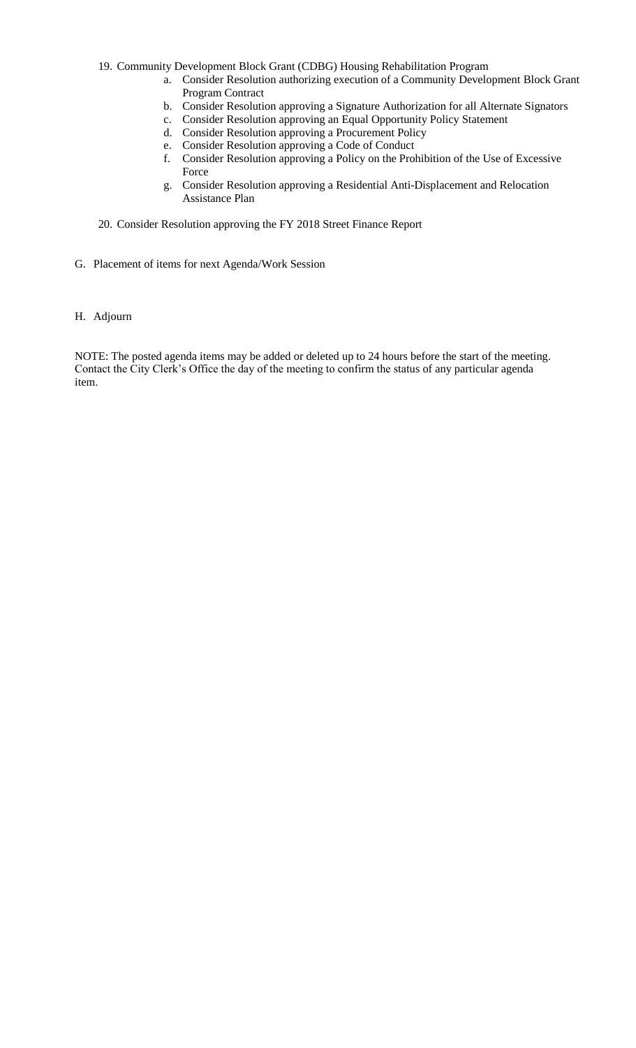19. Community Development Block Grant (CDBG) Housing Rehabilitation Program
    a. Consider Resolution authorizing execution of a Community Development Block Grant Program Contract
    b. Consider Resolution approving a Signature Authorization for all Alternate Signators
    c. Consider Resolution approving an Equal Opportunity Policy Statement
    d. Consider Resolution approving a Procurement Policy
    e. Consider Resolution approving a Code of Conduct
    f. Consider Resolution approving a Policy on the Prohibition of the Use of Excessive Force
    g. Consider Resolution approving a Residential Anti-Displacement and Relocation Assistance Plan

20. Consider Resolution approving the FY 2018 Street Finance Report

G. Placement of items for next Agenda/Work Session

H. Adjourn

NOTE: The posted agenda items may be added or deleted up to 24 hours before the start of the meeting. Contact the City Clerk's Office the day of the meeting to confirm the status of any particular agenda item.